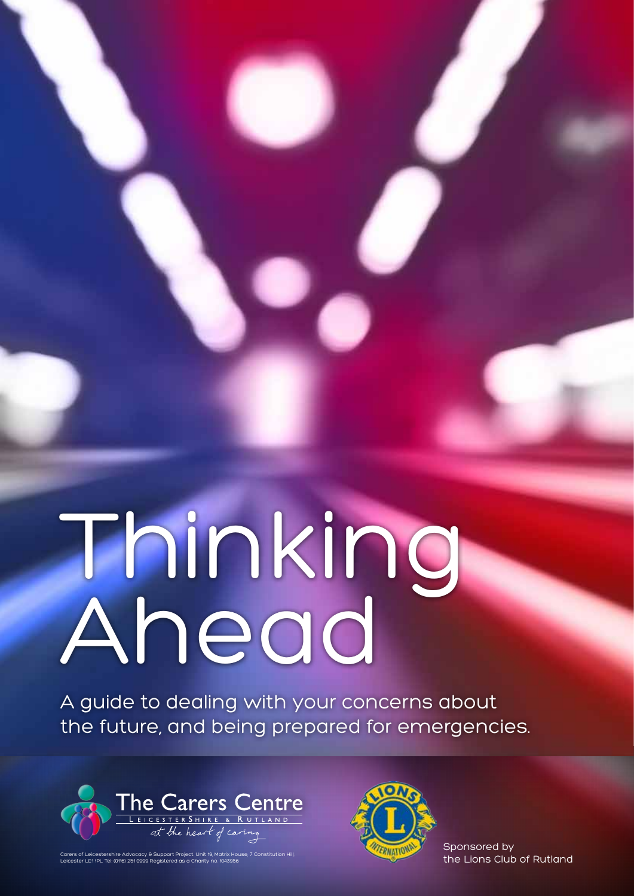# Thinking Ahead

A guide to dealing with your concerns about the future, and being prepared for emergencies.

The Carers Centre
Leicestershire & Rutland
at the heart of caring

Carers of Leicestershire Advocacy & Support Project. Unit 19, Matrix House, 7 Constitution Hill, Leicester LE1 1PL. Tel: (0116) 251 0999 Registered as a Charity no. 1043956

Sponsored by the Lions Club of Rutland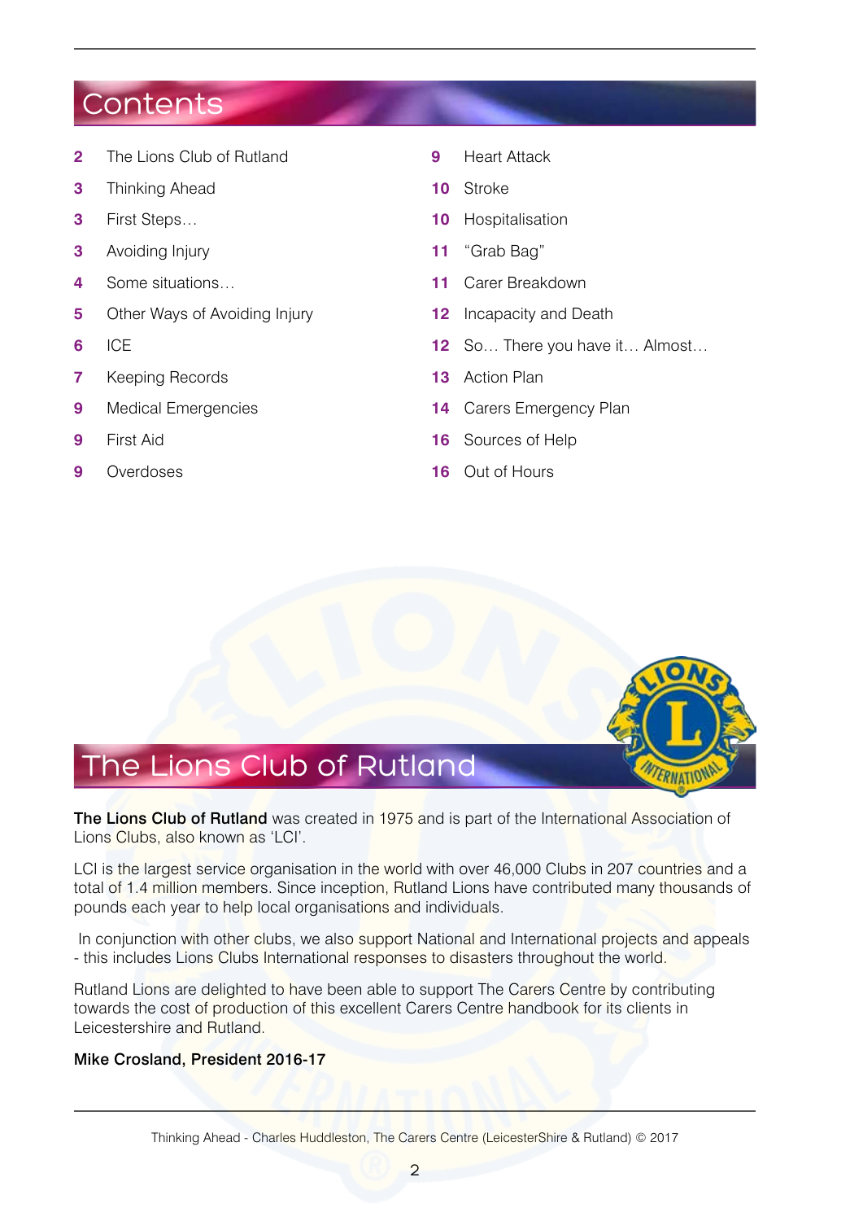# Contents

| | |
|---|---|
| **2** | The Lions Club of Rutland |
| **3** | Thinking Ahead |
| **3** | First Steps… |
| **3** | Avoiding Injury |
| **4** | Some situations… |
| **5** | Other Ways of Avoiding Injury |
| **6** | ICE |
| **7** | Keeping Records |
| **9** | Medical Emergencies |
| **9** | First Aid |
| **9** | Overdoses |
| **9** | Heart Attack |
| **10** | Stroke |
| **10** | Hospitalisation |
| **11** | "Grab Bag" |
| **11** | Carer Breakdown |
| **12** | Incapacity and Death |
| **12** | So… There you have it… Almost… |
| **13** | Action Plan |
| **14** | Carers Emergency Plan |
| **16** | Sources of Help |
| **16** | Out of Hours |

# The Lions Club of Rutland

**The Lions Club of Rutland** was created in 1975 and is part of the International Association of Lions Clubs, also known as 'LCI'.

LCI is the largest service organisation in the world with over 46,000 Clubs in 207 countries and a total of 1.4 million members. Since inception, Rutland Lions have contributed many thousands of pounds each year to help local organisations and individuals.

In conjunction with other clubs, we also support National and International projects and appeals - this includes Lions Clubs International responses to disasters throughout the world.

Rutland Lions are delighted to have been able to support The Carers Centre by contributing towards the cost of production of this excellent Carers Centre handbook for its clients in Leicestershire and Rutland.

**Mike Crosland, President 2016-17**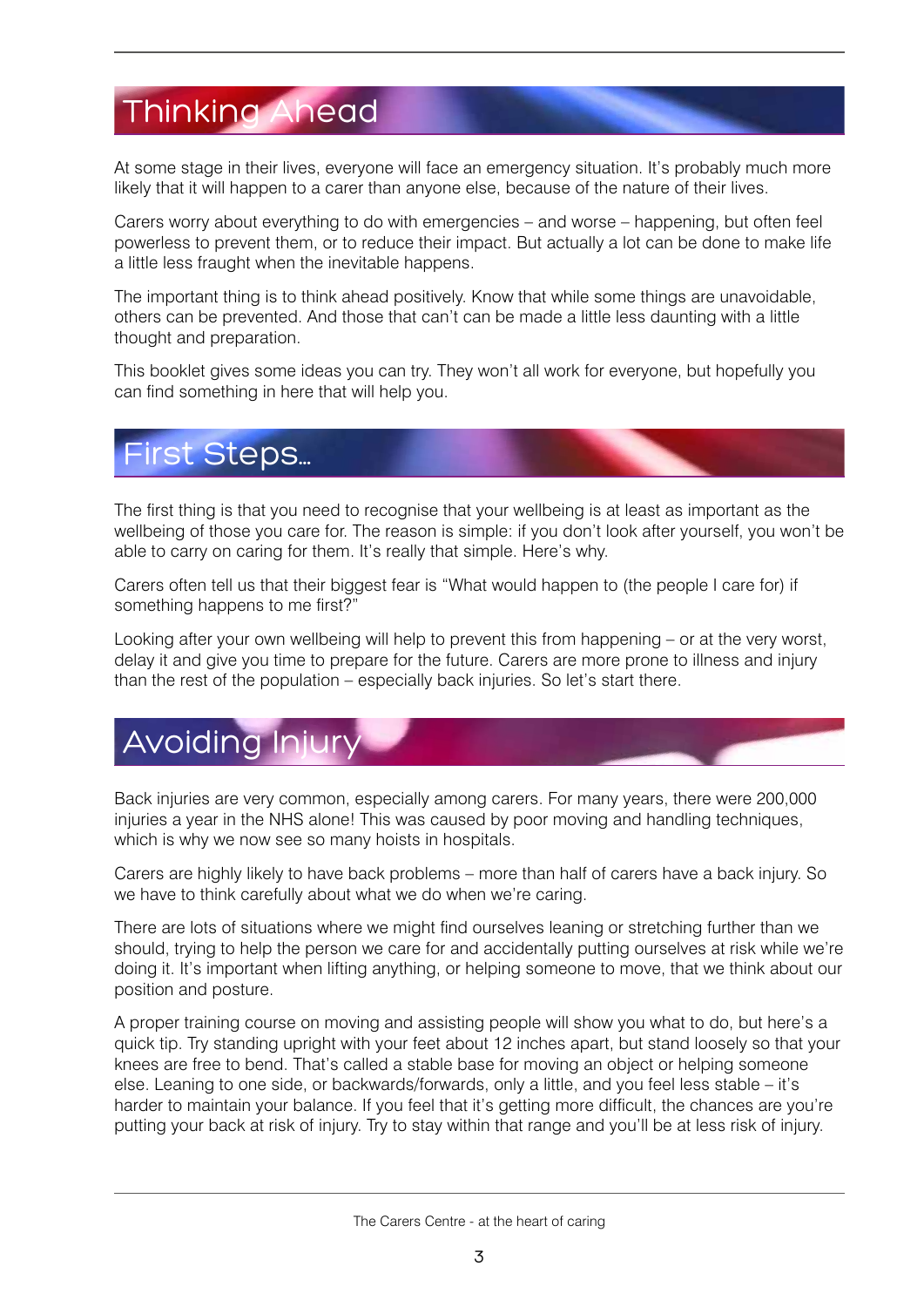## Thinking Ahead

At some stage in their lives, everyone will face an emergency situation. It's probably much more likely that it will happen to a carer than anyone else, because of the nature of their lives.

Carers worry about everything to do with emergencies – and worse – happening, but often feel powerless to prevent them, or to reduce their impact. But actually a lot can be done to make life a little less fraught when the inevitable happens.

The important thing is to think ahead positively. Know that while some things are unavoidable, others can be prevented. And those that can't can be made a little less daunting with a little thought and preparation.

This booklet gives some ideas you can try. They won't all work for everyone, but hopefully you can find something in here that will help you.

## First Steps...

The first thing is that you need to recognise that your wellbeing is at least as important as the wellbeing of those you care for. The reason is simple: if you don't look after yourself, you won't be able to carry on caring for them. It's really that simple. Here's why.

Carers often tell us that their biggest fear is "What would happen to (the people I care for) if something happens to me first?"

Looking after your own wellbeing will help to prevent this from happening – or at the very worst, delay it and give you time to prepare for the future. Carers are more prone to illness and injury than the rest of the population – especially back injuries. So let's start there.

## Avoiding Injury

Back injuries are very common, especially among carers. For many years, there were 200,000 injuries a year in the NHS alone! This was caused by poor moving and handling techniques, which is why we now see so many hoists in hospitals.

Carers are highly likely to have back problems – more than half of carers have a back injury. So we have to think carefully about what we do when we're caring.

There are lots of situations where we might find ourselves leaning or stretching further than we should, trying to help the person we care for and accidentally putting ourselves at risk while we're doing it. It's important when lifting anything, or helping someone to move, that we think about our position and posture.

A proper training course on moving and assisting people will show you what to do, but here's a quick tip. Try standing upright with your feet about 12 inches apart, but stand loosely so that your knees are free to bend. That's called a stable base for moving an object or helping someone else. Leaning to one side, or backwards/forwards, only a little, and you feel less stable – it's harder to maintain your balance. If you feel that it's getting more difficult, the chances are you're putting your back at risk of injury. Try to stay within that range and you'll be at less risk of injury.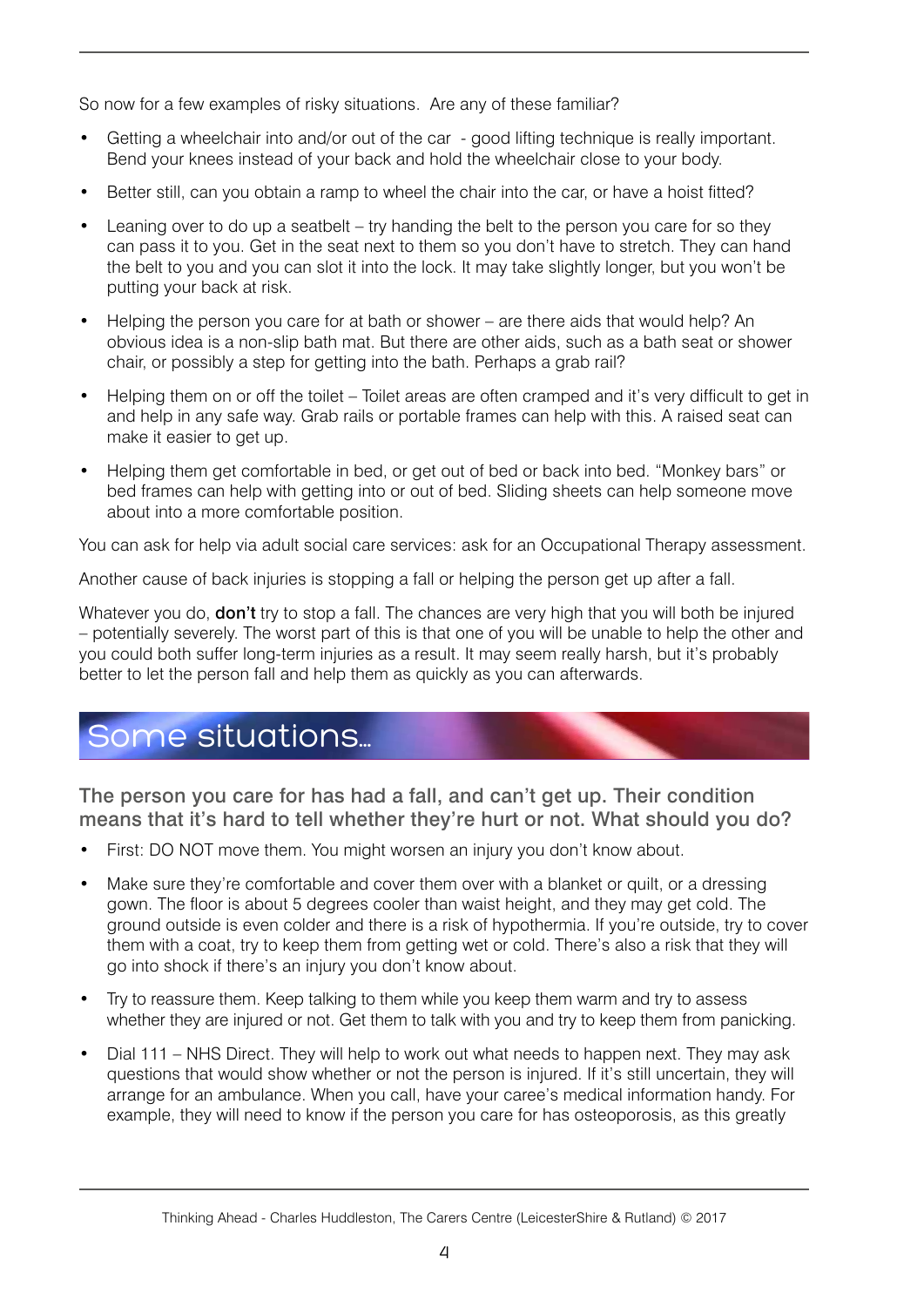So now for a few examples of risky situations. Are any of these familiar?

- Getting a wheelchair into and/or out of the car - good lifting technique is really important. Bend your knees instead of your back and hold the wheelchair close to your body.
- Better still, can you obtain a ramp to wheel the chair into the car, or have a hoist fitted?
- Leaning over to do up a seatbelt – try handing the belt to the person you care for so they can pass it to you. Get in the seat next to them so you don't have to stretch. They can hand the belt to you and you can slot it into the lock. It may take slightly longer, but you won't be putting your back at risk.
- Helping the person you care for at bath or shower – are there aids that would help? An obvious idea is a non-slip bath mat. But there are other aids, such as a bath seat or shower chair, or possibly a step for getting into the bath. Perhaps a grab rail?
- Helping them on or off the toilet – Toilet areas are often cramped and it's very difficult to get in and help in any safe way. Grab rails or portable frames can help with this. A raised seat can make it easier to get up.
- Helping them get comfortable in bed, or get out of bed or back into bed. "Monkey bars" or bed frames can help with getting into or out of bed. Sliding sheets can help someone move about into a more comfortable position.

You can ask for help via adult social care services: ask for an Occupational Therapy assessment.

Another cause of back injuries is stopping a fall or helping the person get up after a fall.

Whatever you do, **don't** try to stop a fall. The chances are very high that you will both be injured – potentially severely. The worst part of this is that one of you will be unable to help the other and you could both suffer long-term injuries as a result. It may seem really harsh, but it's probably better to let the person fall and help them as quickly as you can afterwards.

## Some situations...

### The person you care for has had a fall, and can't get up. Their condition means that it's hard to tell whether they're hurt or not. What should you do?

- First: DO NOT move them. You might worsen an injury you don't know about.
- Make sure they're comfortable and cover them over with a blanket or quilt, or a dressing gown. The floor is about 5 degrees cooler than waist height, and they may get cold. The ground outside is even colder and there is a risk of hypothermia. If you're outside, try to cover them with a coat, try to keep them from getting wet or cold. There's also a risk that they will go into shock if there's an injury you don't know about.
- Try to reassure them. Keep talking to them while you keep them warm and try to assess whether they are injured or not. Get them to talk with you and try to keep them from panicking.
- Dial 111 – NHS Direct. They will help to work out what needs to happen next. They may ask questions that would show whether or not the person is injured. If it's still uncertain, they will arrange for an ambulance. When you call, have your caree's medical information handy. For example, they will need to know if the person you care for has osteoporosis, as this greatly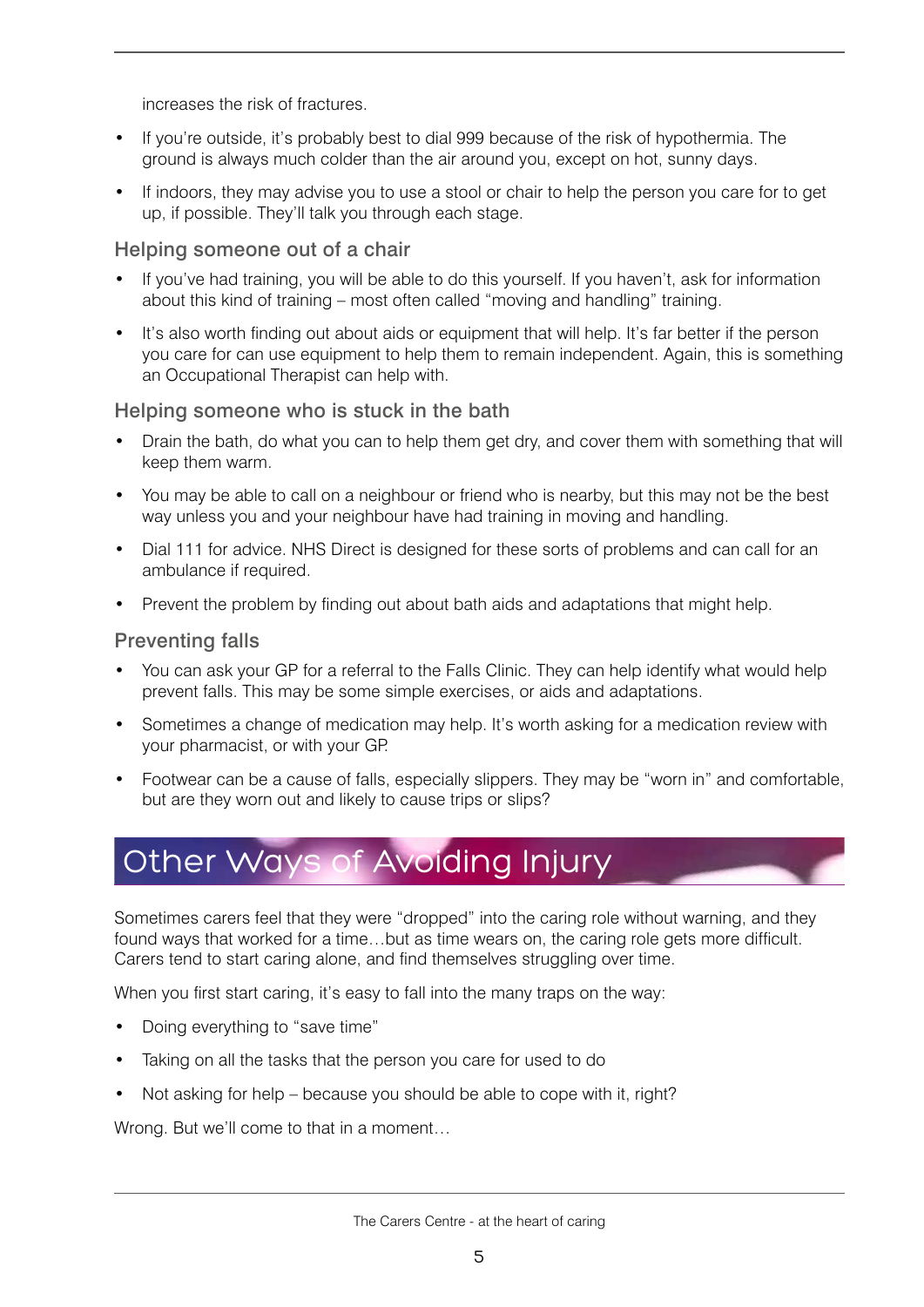increases the risk of fractures.

- If you're outside, it's probably best to dial 999 because of the risk of hypothermia. The ground is always much colder than the air around you, except on hot, sunny days.
- If indoors, they may advise you to use a stool or chair to help the person you care for to get up, if possible. They'll talk you through each stage.

### Helping someone out of a chair

- If you've had training, you will be able to do this yourself. If you haven't, ask for information about this kind of training – most often called "moving and handling" training.
- It's also worth finding out about aids or equipment that will help. It's far better if the person you care for can use equipment to help them to remain independent. Again, this is something an Occupational Therapist can help with.

### Helping someone who is stuck in the bath

- Drain the bath, do what you can to help them get dry, and cover them with something that will keep them warm.
- You may be able to call on a neighbour or friend who is nearby, but this may not be the best way unless you and your neighbour have had training in moving and handling.
- Dial 111 for advice. NHS Direct is designed for these sorts of problems and can call for an ambulance if required.
- Prevent the problem by finding out about bath aids and adaptations that might help.

### Preventing falls

- You can ask your GP for a referral to the Falls Clinic. They can help identify what would help prevent falls. This may be some simple exercises, or aids and adaptations.
- Sometimes a change of medication may help. It's worth asking for a medication review with your pharmacist, or with your GP.
- Footwear can be a cause of falls, especially slippers. They may be "worn in" and comfortable, but are they worn out and likely to cause trips or slips?

## Other Ways of Avoiding Injury

Sometimes carers feel that they were "dropped" into the caring role without warning, and they found ways that worked for a time…but as time wears on, the caring role gets more difficult. Carers tend to start caring alone, and find themselves struggling over time.

When you first start caring, it's easy to fall into the many traps on the way:

- Doing everything to "save time"
- Taking on all the tasks that the person you care for used to do
- Not asking for help – because you should be able to cope with it, right?

Wrong. But we'll come to that in a moment…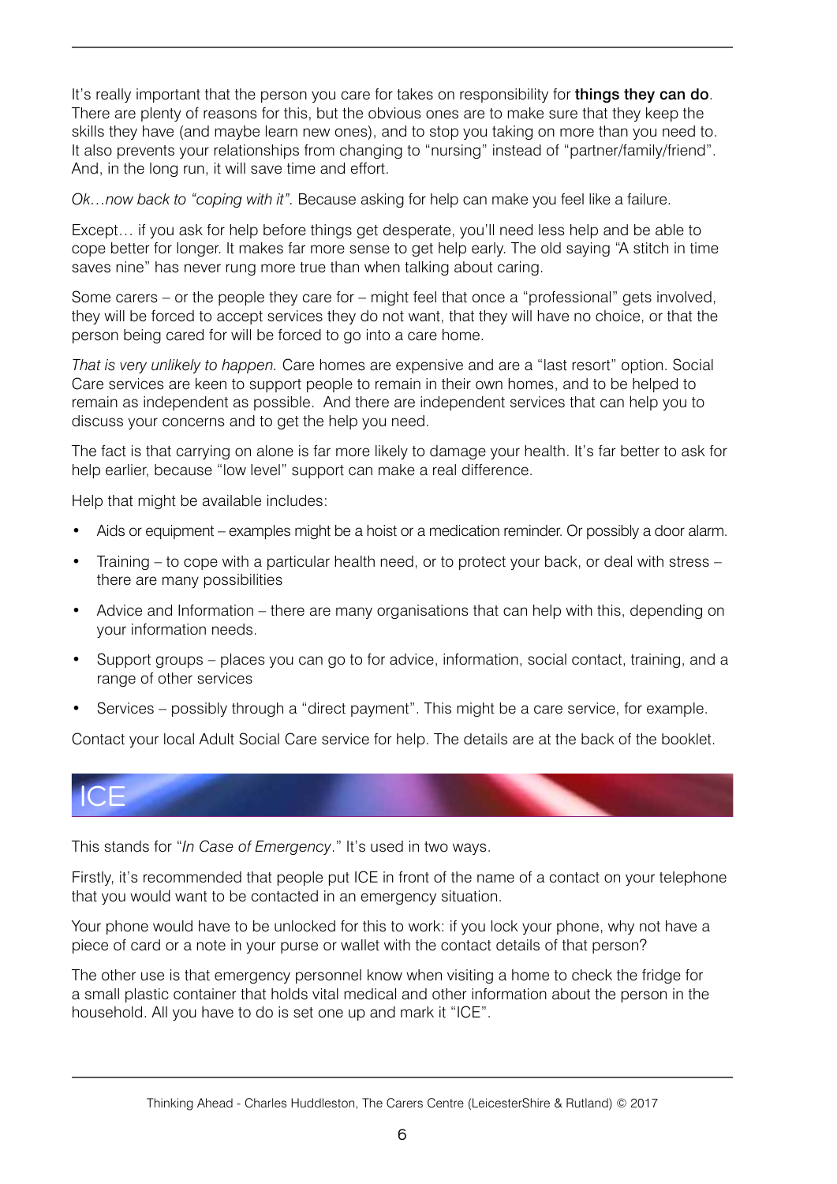It's really important that the person you care for takes on responsibility for **things they can do**. There are plenty of reasons for this, but the obvious ones are to make sure that they keep the skills they have (and maybe learn new ones), and to stop you taking on more than you need to. It also prevents your relationships from changing to "nursing" instead of "partner/family/friend". And, in the long run, it will save time and effort.

*Ok…now back to "coping with it"*. Because asking for help can make you feel like a failure.

Except… if you ask for help before things get desperate, you'll need less help and be able to cope better for longer. It makes far more sense to get help early. The old saying "A stitch in time saves nine" has never rung more true than when talking about caring.

Some carers – or the people they care for – might feel that once a "professional" gets involved, they will be forced to accept services they do not want, that they will have no choice, or that the person being cared for will be forced to go into a care home.

*That is very unlikely to happen.* Care homes are expensive and are a "last resort" option. Social Care services are keen to support people to remain in their own homes, and to be helped to remain as independent as possible. And there are independent services that can help you to discuss your concerns and to get the help you need.

The fact is that carrying on alone is far more likely to damage your health. It's far better to ask for help earlier, because "low level" support can make a real difference.

Help that might be available includes:

- Aids or equipment – examples might be a hoist or a medication reminder. Or possibly a door alarm.
- Training – to cope with a particular health need, or to protect your back, or deal with stress – there are many possibilities
- Advice and Information – there are many organisations that can help with this, depending on your information needs.
- Support groups – places you can go to for advice, information, social contact, training, and a range of other services
- Services – possibly through a "direct payment". This might be a care service, for example.

Contact your local Adult Social Care service for help. The details are at the back of the booklet.

## ICE

This stands for "*In Case of Emergency*." It's used in two ways.

Firstly, it's recommended that people put ICE in front of the name of a contact on your telephone that you would want to be contacted in an emergency situation.

Your phone would have to be unlocked for this to work: if you lock your phone, why not have a piece of card or a note in your purse or wallet with the contact details of that person?

The other use is that emergency personnel know when visiting a home to check the fridge for a small plastic container that holds vital medical and other information about the person in the household. All you have to do is set one up and mark it "ICE".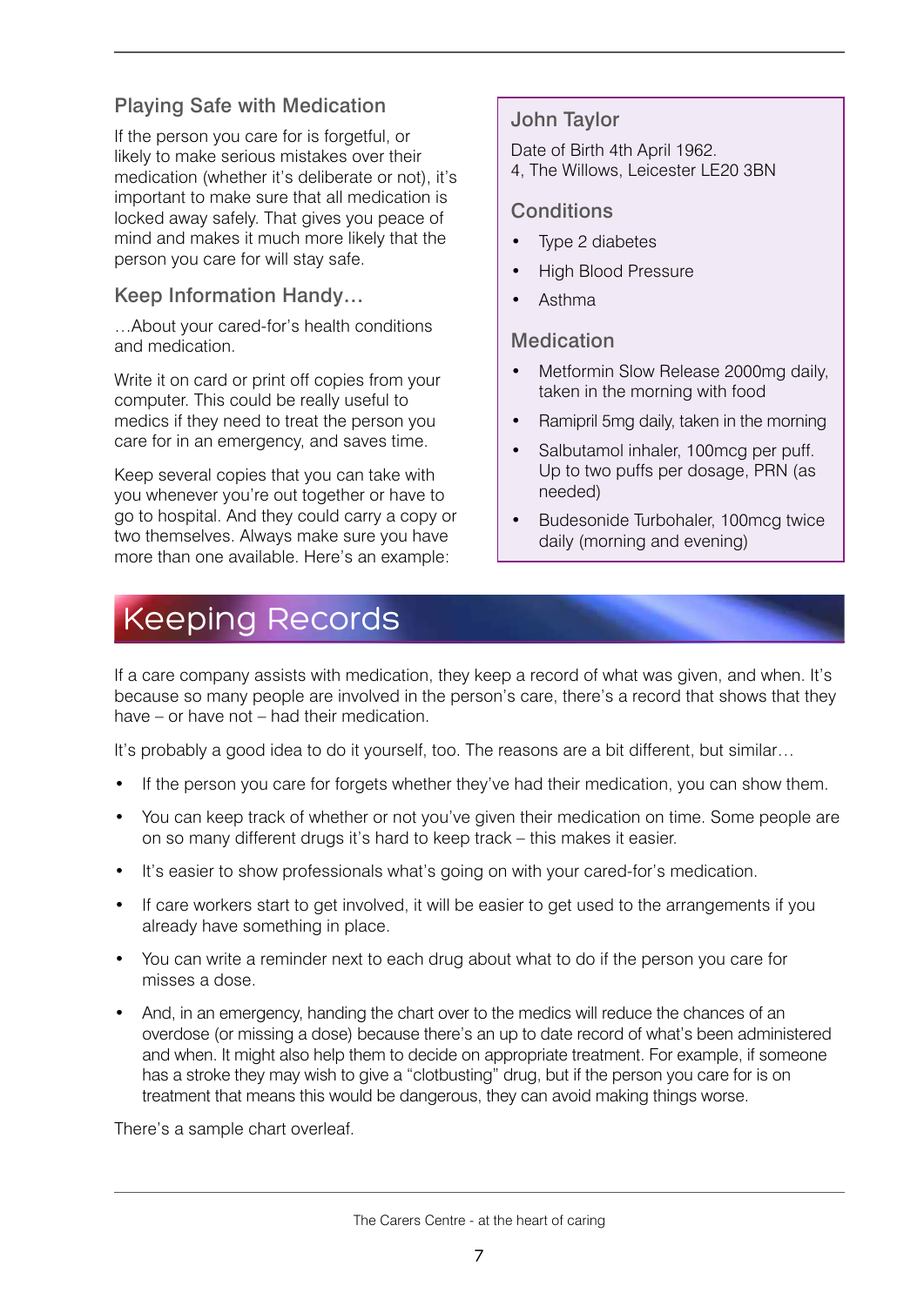### Playing Safe with Medication

If the person you care for is forgetful, or likely to make serious mistakes over their medication (whether it's deliberate or not), it's important to make sure that all medication is locked away safely. That gives you peace of mind and makes it much more likely that the person you care for will stay safe.

### Keep Information Handy…

…About your cared-for's health conditions and medication.

Write it on card or print off copies from your computer. This could be really useful to medics if they need to treat the person you care for in an emergency, and saves time.

Keep several copies that you can take with you whenever you're out together or have to go to hospital. And they could carry a copy or two themselves. Always make sure you have more than one available. Here's an example:

> **John Taylor**
>
> Date of Birth 4th April 1962.
> 4, The Willows, Leicester LE20 3BN
>
> **Conditions**
>
> - Type 2 diabetes
> - High Blood Pressure
> - Asthma
>
> **Medication**
>
> - Metformin Slow Release 2000mg daily, taken in the morning with food
> - Ramipril 5mg daily, taken in the morning
> - Salbutamol inhaler, 100mcg per puff. Up to two puffs per dosage, PRN (as needed)
> - Budesonide Turbohaler, 100mcg twice daily (morning and evening)

## Keeping Records

If a care company assists with medication, they keep a record of what was given, and when. It's because so many people are involved in the person's care, there's a record that shows that they have – or have not – had their medication.

It's probably a good idea to do it yourself, too. The reasons are a bit different, but similar…

- If the person you care for forgets whether they've had their medication, you can show them.
- You can keep track of whether or not you've given their medication on time. Some people are on so many different drugs it's hard to keep track – this makes it easier.
- It's easier to show professionals what's going on with your cared-for's medication.
- If care workers start to get involved, it will be easier to get used to the arrangements if you already have something in place.
- You can write a reminder next to each drug about what to do if the person you care for misses a dose.
- And, in an emergency, handing the chart over to the medics will reduce the chances of an overdose (or missing a dose) because there's an up to date record of what's been administered and when. It might also help them to decide on appropriate treatment. For example, if someone has a stroke they may wish to give a "clotbusting" drug, but if the person you care for is on treatment that means this would be dangerous, they can avoid making things worse.

There's a sample chart overleaf.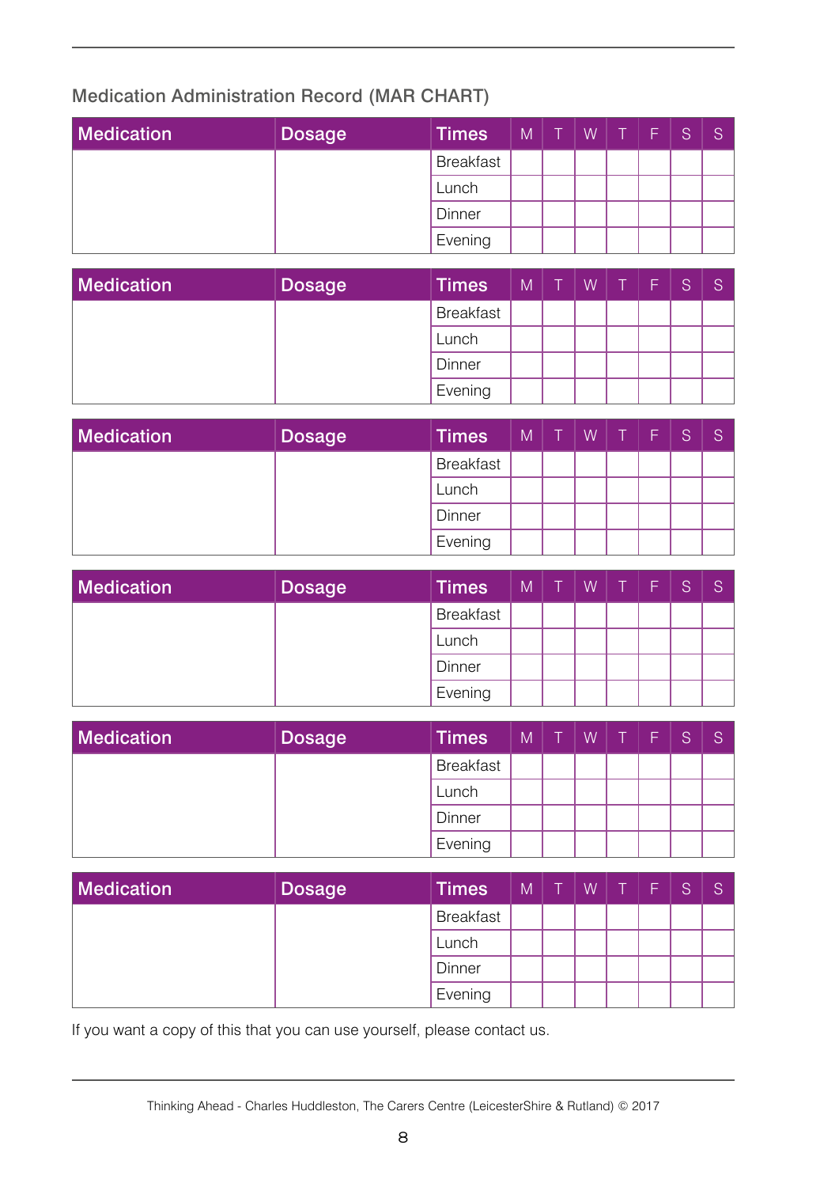## Medication Administration Record (MAR CHART)

| Medication | Dosage | Times | M | T | W | T | F | S | S |
|---|---|---|---|---|---|---|---|---|---|
| | | Breakfast | | | | | | | |
| | | Lunch | | | | | | | |
| | | Dinner | | | | | | | |
| | | Evening | | | | | | | |

| Medication | Dosage | Times | M | T | W | T | F | S | S |
|---|---|---|---|---|---|---|---|---|---|
| | | Breakfast | | | | | | | |
| | | Lunch | | | | | | | |
| | | Dinner | | | | | | | |
| | | Evening | | | | | | | |

| Medication | Dosage | Times | M | T | W | T | F | S | S |
|---|---|---|---|---|---|---|---|---|---|
| | | Breakfast | | | | | | | |
| | | Lunch | | | | | | | |
| | | Dinner | | | | | | | |
| | | Evening | | | | | | | |

| Medication | Dosage | Times | M | T | W | T | F | S | S |
|---|---|---|---|---|---|---|---|---|---|
| | | Breakfast | | | | | | | |
| | | Lunch | | | | | | | |
| | | Dinner | | | | | | | |
| | | Evening | | | | | | | |

| Medication | Dosage | Times | M | T | W | T | F | S | S |
|---|---|---|---|---|---|---|---|---|---|
| | | Breakfast | | | | | | | |
| | | Lunch | | | | | | | |
| | | Dinner | | | | | | | |
| | | Evening | | | | | | | |

| Medication | Dosage | Times | M | T | W | T | F | S | S |
|---|---|---|---|---|---|---|---|---|---|
| | | Breakfast | | | | | | | |
| | | Lunch | | | | | | | |
| | | Dinner | | | | | | | |
| | | Evening | | | | | | | |

If you want a copy of this that you can use yourself, please contact us.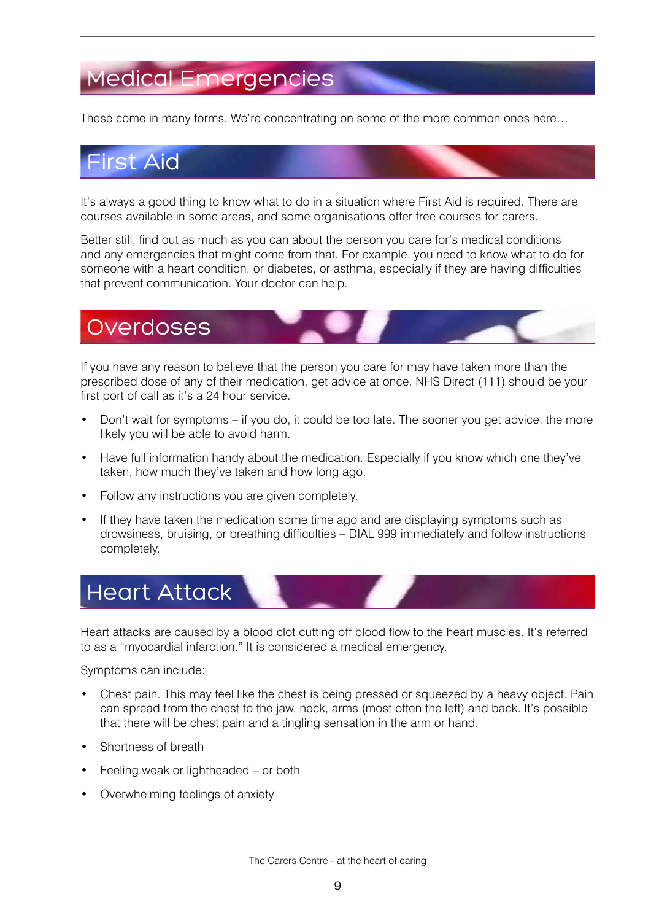# Medical Emergencies

These come in many forms. We're concentrating on some of the more common ones here…

## First Aid

It's always a good thing to know what to do in a situation where First Aid is required. There are courses available in some areas, and some organisations offer free courses for carers.

Better still, find out as much as you can about the person you care for's medical conditions and any emergencies that might come from that. For example, you need to know what to do for someone with a heart condition, or diabetes, or asthma, especially if they are having difficulties that prevent communication. Your doctor can help.

## Overdoses

If you have any reason to believe that the person you care for may have taken more than the prescribed dose of any of their medication, get advice at once. NHS Direct (111) should be your first port of call as it's a 24 hour service.

- Don't wait for symptoms – if you do, it could be too late. The sooner you get advice, the more likely you will be able to avoid harm.
- Have full information handy about the medication. Especially if you know which one they've taken, how much they've taken and how long ago.
- Follow any instructions you are given completely.
- If they have taken the medication some time ago and are displaying symptoms such as drowsiness, bruising, or breathing difficulties – DIAL 999 immediately and follow instructions completely.

## Heart Attack

Heart attacks are caused by a blood clot cutting off blood flow to the heart muscles. It's referred to as a "myocardial infarction." It is considered a medical emergency.

Symptoms can include:

- Chest pain. This may feel like the chest is being pressed or squeezed by a heavy object. Pain can spread from the chest to the jaw, neck, arms (most often the left) and back. It's possible that there will be chest pain and a tingling sensation in the arm or hand.
- Shortness of breath
- Feeling weak or lightheaded – or both
- Overwhelming feelings of anxiety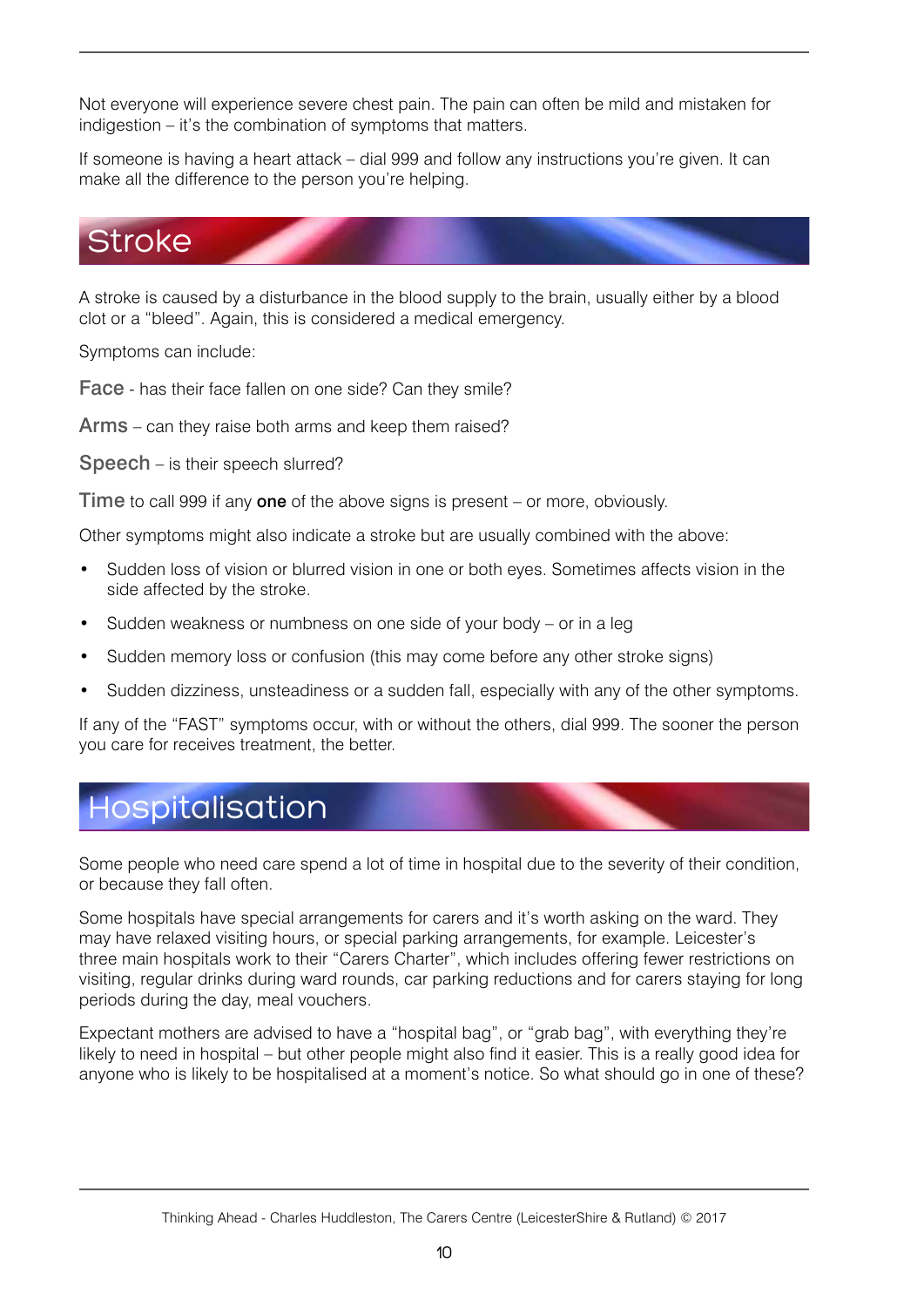Not everyone will experience severe chest pain. The pain can often be mild and mistaken for indigestion – it's the combination of symptoms that matters.

If someone is having a heart attack – dial 999 and follow any instructions you're given. It can make all the difference to the person you're helping.

## Stroke

A stroke is caused by a disturbance in the blood supply to the brain, usually either by a blood clot or a "bleed". Again, this is considered a medical emergency.

Symptoms can include:

**Face** - has their face fallen on one side? Can they smile?

**Arms** – can they raise both arms and keep them raised?

**Speech** – is their speech slurred?

**Time** to call 999 if any **one** of the above signs is present – or more, obviously.

Other symptoms might also indicate a stroke but are usually combined with the above:

- Sudden loss of vision or blurred vision in one or both eyes. Sometimes affects vision in the side affected by the stroke.
- Sudden weakness or numbness on one side of your body – or in a leg
- Sudden memory loss or confusion (this may come before any other stroke signs)
- Sudden dizziness, unsteadiness or a sudden fall, especially with any of the other symptoms.

If any of the "FAST" symptoms occur, with or without the others, dial 999. The sooner the person you care for receives treatment, the better.

## Hospitalisation

Some people who need care spend a lot of time in hospital due to the severity of their condition, or because they fall often.

Some hospitals have special arrangements for carers and it's worth asking on the ward. They may have relaxed visiting hours, or special parking arrangements, for example. Leicester's three main hospitals work to their "Carers Charter", which includes offering fewer restrictions on visiting, regular drinks during ward rounds, car parking reductions and for carers staying for long periods during the day, meal vouchers.

Expectant mothers are advised to have a "hospital bag", or "grab bag", with everything they're likely to need in hospital – but other people might also find it easier. This is a really good idea for anyone who is likely to be hospitalised at a moment's notice. So what should go in one of these?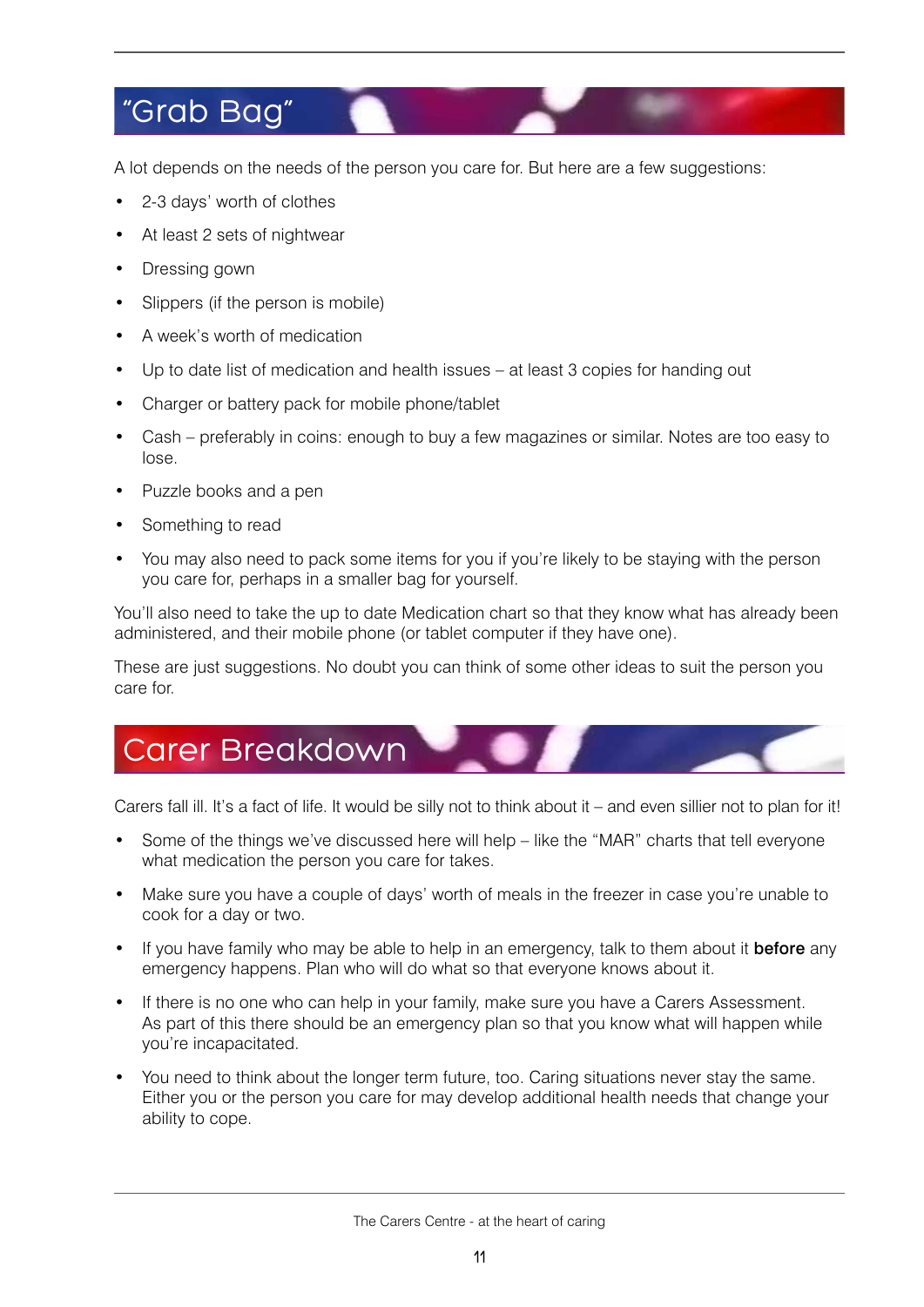## "Grab Bag"

A lot depends on the needs of the person you care for. But here are a few suggestions:

- 2-3 days' worth of clothes
- At least 2 sets of nightwear
- Dressing gown
- Slippers (if the person is mobile)
- A week's worth of medication
- Up to date list of medication and health issues – at least 3 copies for handing out
- Charger or battery pack for mobile phone/tablet
- Cash – preferably in coins: enough to buy a few magazines or similar. Notes are too easy to lose.
- Puzzle books and a pen
- Something to read
- You may also need to pack some items for you if you're likely to be staying with the person you care for, perhaps in a smaller bag for yourself.

You'll also need to take the up to date Medication chart so that they know what has already been administered, and their mobile phone (or tablet computer if they have one).

These are just suggestions. No doubt you can think of some other ideas to suit the person you care for.

## Carer Breakdown

Carers fall ill. It's a fact of life. It would be silly not to think about it – and even sillier not to plan for it!

- Some of the things we've discussed here will help – like the "MAR" charts that tell everyone what medication the person you care for takes.
- Make sure you have a couple of days' worth of meals in the freezer in case you're unable to cook for a day or two.
- If you have family who may be able to help in an emergency, talk to them about it **before** any emergency happens. Plan who will do what so that everyone knows about it.
- If there is no one who can help in your family, make sure you have a Carers Assessment. As part of this there should be an emergency plan so that you know what will happen while you're incapacitated.
- You need to think about the longer term future, too. Caring situations never stay the same. Either you or the person you care for may develop additional health needs that change your ability to cope.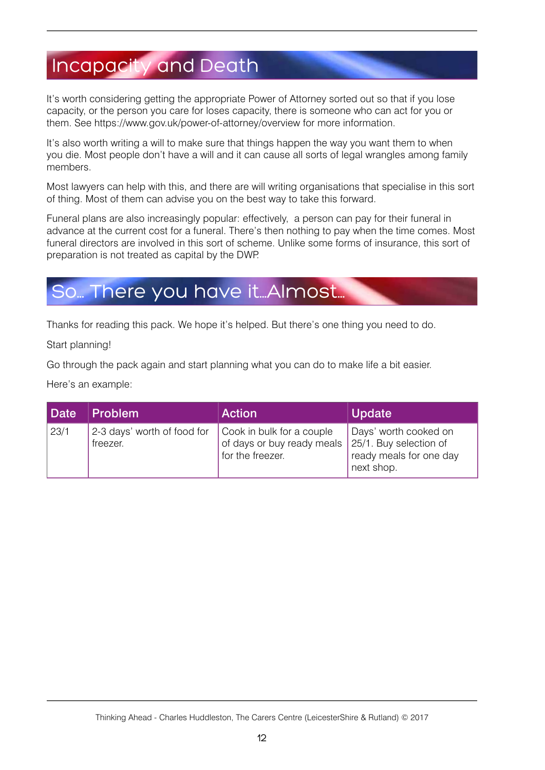## Incapacity and Death

It's worth considering getting the appropriate Power of Attorney sorted out so that if you lose capacity, or the person you care for loses capacity, there is someone who can act for you or them. See https://www.gov.uk/power-of-attorney/overview for more information.

It's also worth writing a will to make sure that things happen the way you want them to when you die. Most people don't have a will and it can cause all sorts of legal wrangles among family members.

Most lawyers can help with this, and there are will writing organisations that specialise in this sort of thing. Most of them can advise you on the best way to take this forward.

Funeral plans are also increasingly popular: effectively, a person can pay for their funeral in advance at the current cost for a funeral. There's then nothing to pay when the time comes. Most funeral directors are involved in this sort of scheme. Unlike some forms of insurance, this sort of preparation is not treated as capital by the DWP.

## So... There you have it...Almost...

Thanks for reading this pack. We hope it's helped. But there's one thing you need to do.

Start planning!

Go through the pack again and start planning what you can do to make life a bit easier.

Here's an example:

| Date | Problem | Action | Update |
|---|---|---|---|
| 23/1 | 2-3 days' worth of food for freezer. | Cook in bulk for a couple of days or buy ready meals for the freezer. | Days' worth cooked on 25/1. Buy selection of ready meals for one day next shop. |

Thinking Ahead - Charles Huddleston, The Carers Centre (LeicesterShire & Rutland) © 2017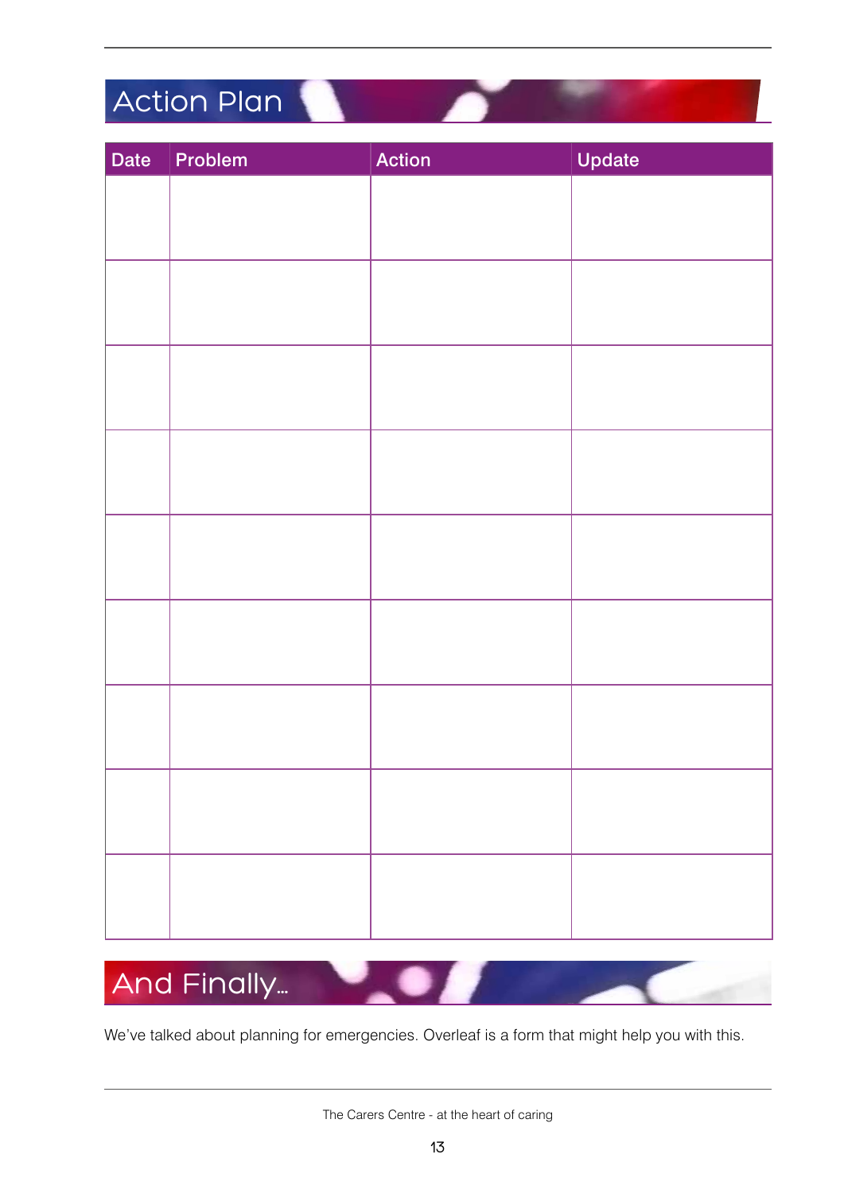## Action Plan

| Date | Problem | Action | Update |
|---|---|---|---|
| | | | |
| | | | |
| | | | |
| | | | |
| | | | |
| | | | |
| | | | |
| | | | |
| | | | |

## And Finally...

We've talked about planning for emergencies. Overleaf is a form that might help you with this.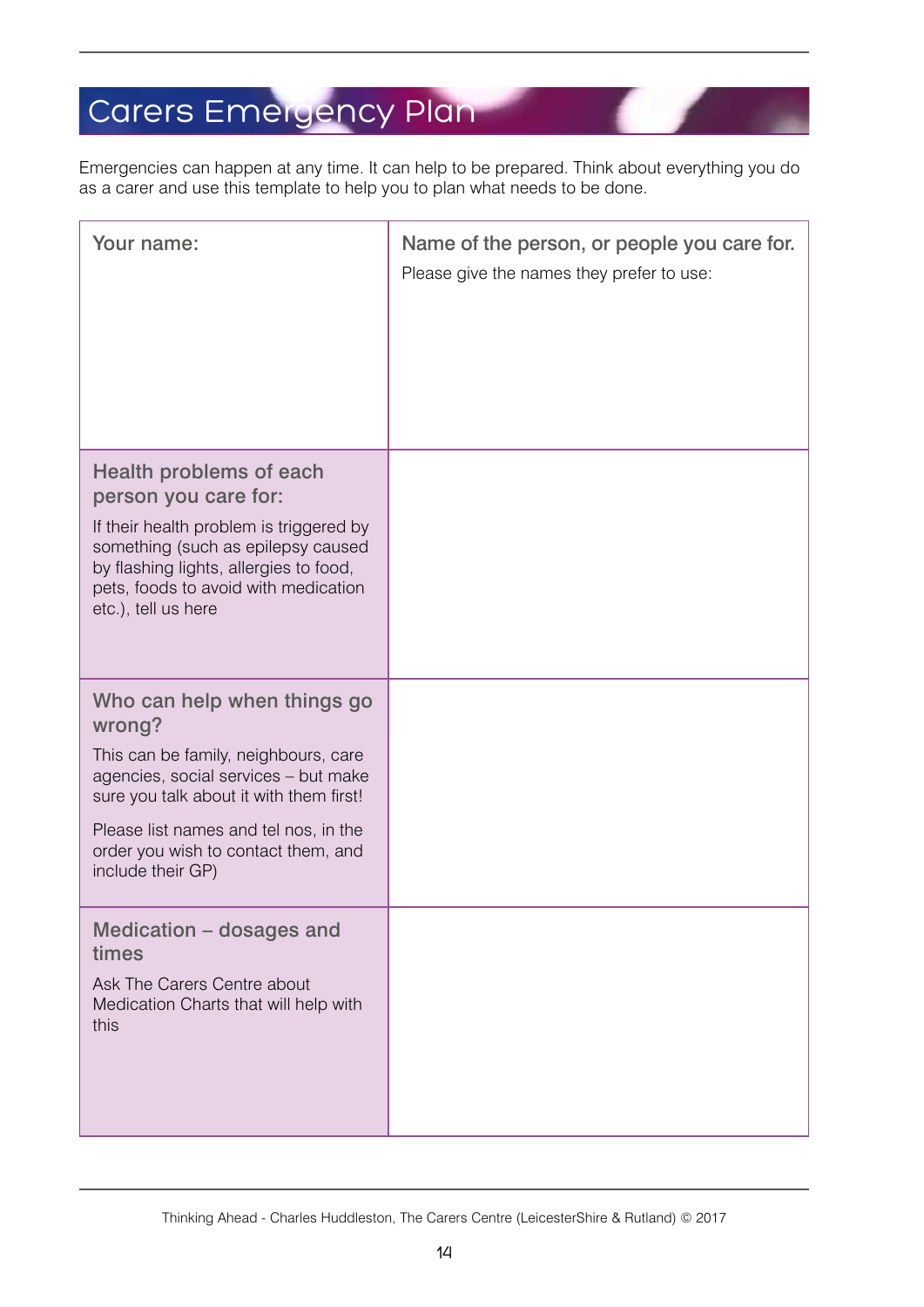# Carers Emergency Plan

Emergencies can happen at any time. It can help to be prepared. Think about everything you do as a carer and use this template to help you to plan what needs to be done.

| **Your name:** | **Name of the person, or people you care for.** Please give the names they prefer to use: |
|---|---|
| **Health problems of each person you care for:** If their health problem is triggered by something (such as epilepsy caused by flashing lights, allergies to food, pets, foods to avoid with medication etc.), tell us here | |
| **Who can help when things go wrong?** This can be family, neighbours, care agencies, social services – but make sure you talk about it with them first! Please list names and tel nos, in the order you wish to contact them, and include their GP) | |
| **Medication – dosages and times** Ask The Carers Centre about Medication Charts that will help with this | |

Thinking Ahead - Charles Huddleston, The Carers Centre (LeicesterShire & Rutland) © 2017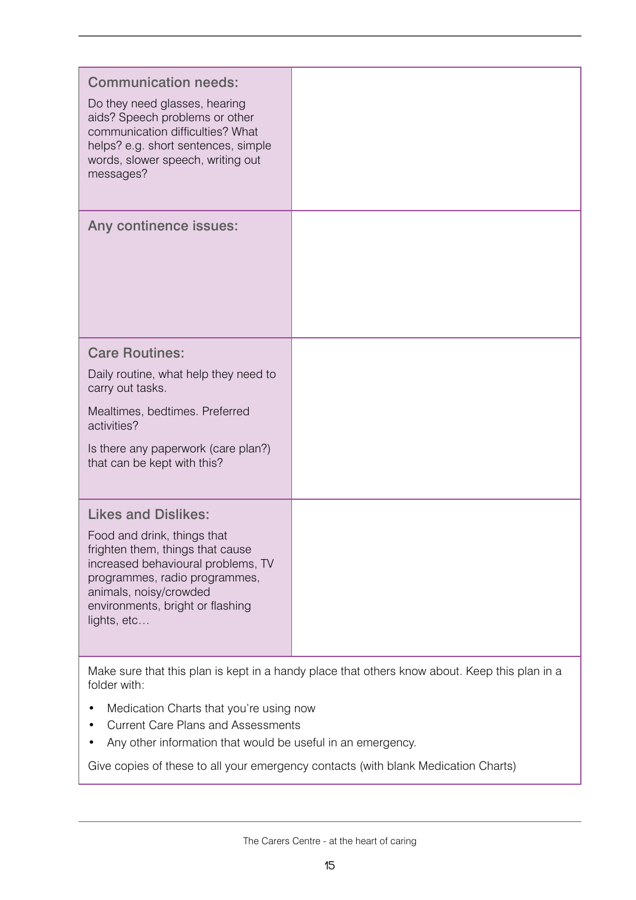| | |
|---|---|
| **Communication needs:**<br><br>Do they need glasses, hearing aids? Speech problems or other communication difficulties? What helps? e.g. short sentences, simple words, slower speech, writing out messages? | |
| **Any continence issues:** | |
| **Care Routines:**<br><br>Daily routine, what help they need to carry out tasks.<br><br>Mealtimes, bedtimes. Preferred activities?<br><br>Is there any paperwork (care plan?) that can be kept with this? | |
| **Likes and Dislikes:**<br><br>Food and drink, things that frighten them, things that cause increased behavioural problems, TV programmes, radio programmes, animals, noisy/crowded environments, bright or flashing lights, etc… | |

Make sure that this plan is kept in a handy place that others know about. Keep this plan in a folder with:

- Medication Charts that you're using now
- Current Care Plans and Assessments
- Any other information that would be useful in an emergency.

Give copies of these to all your emergency contacts (with blank Medication Charts)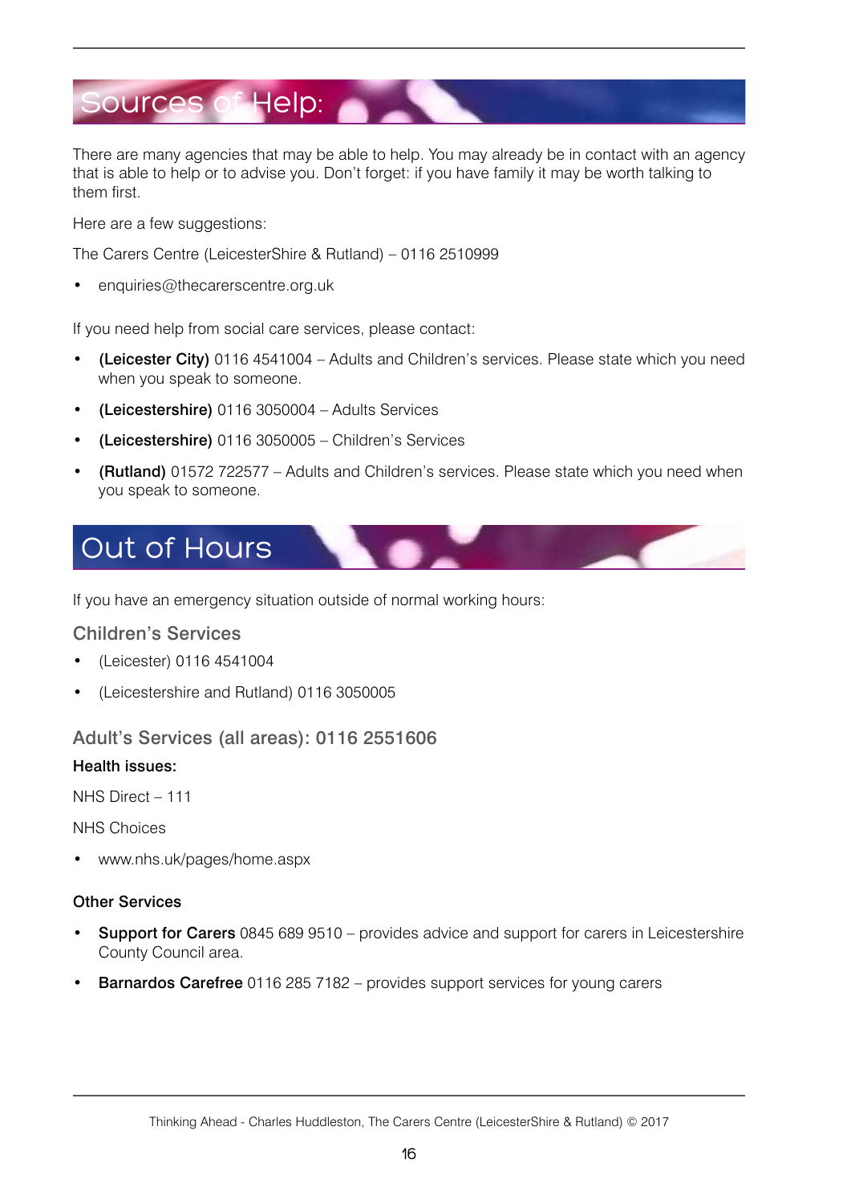## Sources of Help:

There are many agencies that may be able to help. You may already be in contact with an agency that is able to help or to advise you. Don't forget: if you have family it may be worth talking to them first.

Here are a few suggestions:

The Carers Centre (LeicesterShire & Rutland) – 0116 2510999

- enquiries@thecarerscentre.org.uk

If you need help from social care services, please contact:

- **(Leicester City)** 0116 4541004 – Adults and Children's services. Please state which you need when you speak to someone.
- **(Leicestershire)** 0116 3050004 – Adults Services
- **(Leicestershire)** 0116 3050005 – Children's Services
- **(Rutland)** 01572 722577 – Adults and Children's services. Please state which you need when you speak to someone.

## Out of Hours

If you have an emergency situation outside of normal working hours:

### Children's Services

- (Leicester) 0116 4541004
- (Leicestershire and Rutland) 0116 3050005

### Adult's Services (all areas): 0116 2551606

**Health issues:**

NHS Direct – 111

NHS Choices

- www.nhs.uk/pages/home.aspx

**Other Services**

- **Support for Carers** 0845 689 9510 – provides advice and support for carers in Leicestershire County Council area.
- **Barnardos Carefree** 0116 285 7182 – provides support services for young carers

Thinking Ahead - Charles Huddleston, The Carers Centre (LeicesterShire & Rutland) © 2017